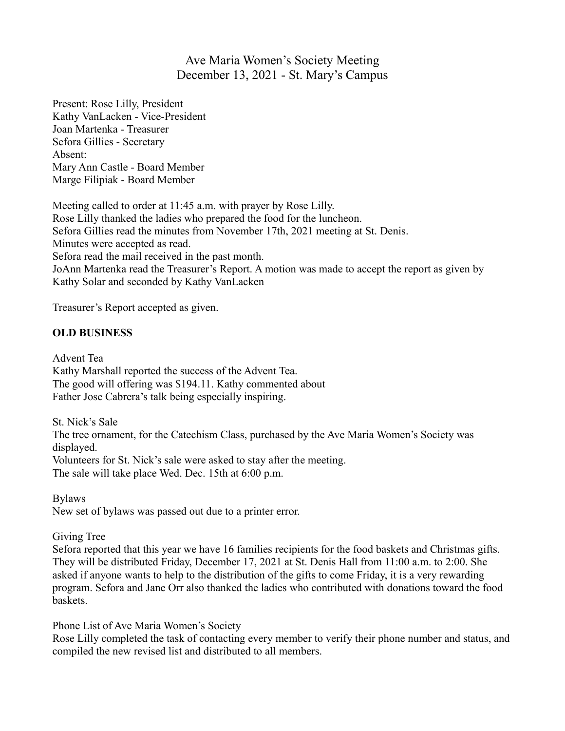# Ave Maria Women's Society Meeting
## December 13, 2021 - St. Mary's Campus

Present: Rose Lilly, President
Kathy VanLacken - Vice-President
Joan Martenka - Treasurer
Sefora Gillies - Secretary
Absent:
Mary Ann Castle - Board Member
Marge Filipiak - Board Member

Meeting called to order at 11:45 a.m. with prayer by Rose Lilly.
Rose Lilly thanked the ladies who prepared the food for the luncheon.
Sefora Gillies read the minutes from November 17th, 2021 meeting at St. Denis.
Minutes were accepted as read.
Sefora read the mail received in the past month.
JoAnn Martenka read the Treasurer's Report. A motion was made to accept the report as given by Kathy Solar and seconded by Kathy VanLacken

Treasurer's Report accepted as given.

**OLD BUSINESS**

Advent Tea
Kathy Marshall reported the success of the Advent Tea.
The good will offering was $194.11. Kathy commented about Father Jose Cabrera's talk being especially inspiring.

St. Nick's Sale
The tree ornament, for the Catechism Class, purchased by the Ave Maria Women's Society was displayed.
Volunteers for St. Nick's sale were asked to stay after the meeting.
The sale will take place Wed. Dec. 15th at 6:00 p.m.

Bylaws
New set of bylaws was passed out due to a printer error.

Giving Tree
Sefora reported that this year we have 16 families recipients for the food baskets and Christmas gifts. They will be distributed Friday, December 17, 2021 at St. Denis Hall from 11:00 a.m. to 2:00. She asked if anyone wants to help to the distribution of the gifts to come Friday, it is a very rewarding program. Sefora and Jane Orr also thanked the ladies who contributed with donations toward the food baskets.

Phone List of Ave Maria Women's Society
Rose Lilly completed the task of contacting every member to verify their phone number and status, and compiled the new revised list and distributed to all members.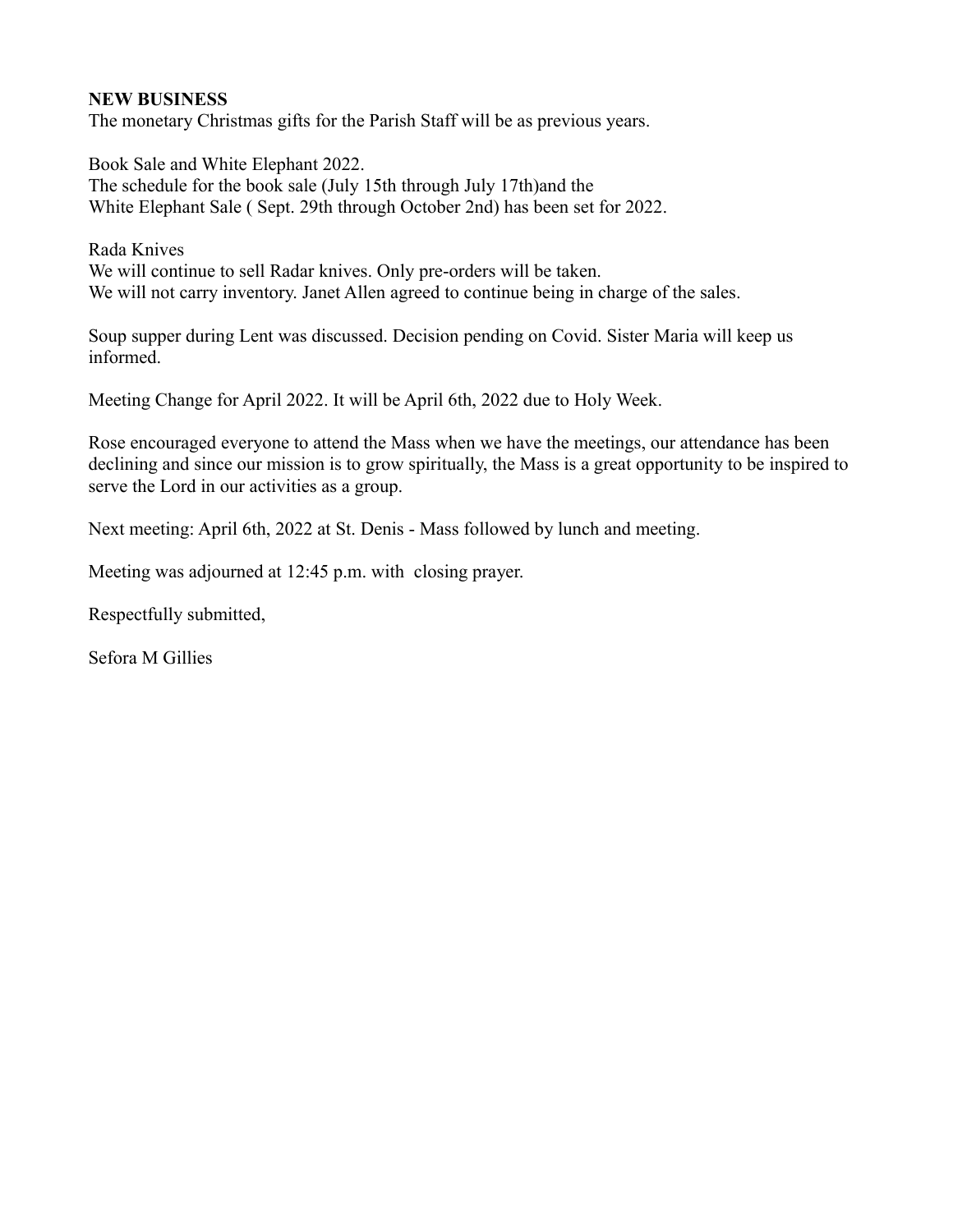**NEW BUSINESS**
The monetary Christmas gifts for the Parish Staff will be as previous years.

Book Sale and White Elephant 2022.
The schedule for the book sale (July 15th through July 17th)and the
White Elephant Sale ( Sept. 29th through October 2nd) has been set for 2022.

Rada Knives
We will continue to sell Radar knives. Only pre-orders will be taken.
We will not carry inventory. Janet Allen agreed to continue being in charge of the sales.

Soup supper during Lent was discussed. Decision pending on Covid. Sister Maria will keep us informed.

Meeting Change for April 2022. It will be April 6th, 2022 due to Holy Week.

Rose encouraged everyone to attend the Mass when we have the meetings, our attendance has been declining and since our mission is to grow spiritually, the Mass is a great opportunity to be inspired to serve the Lord in our activities as a group.

Next meeting: April 6th, 2022 at St. Denis - Mass followed by lunch and meeting.

Meeting was adjourned at 12:45 p.m. with closing prayer.

Respectfully submitted,

Sefora M Gillies